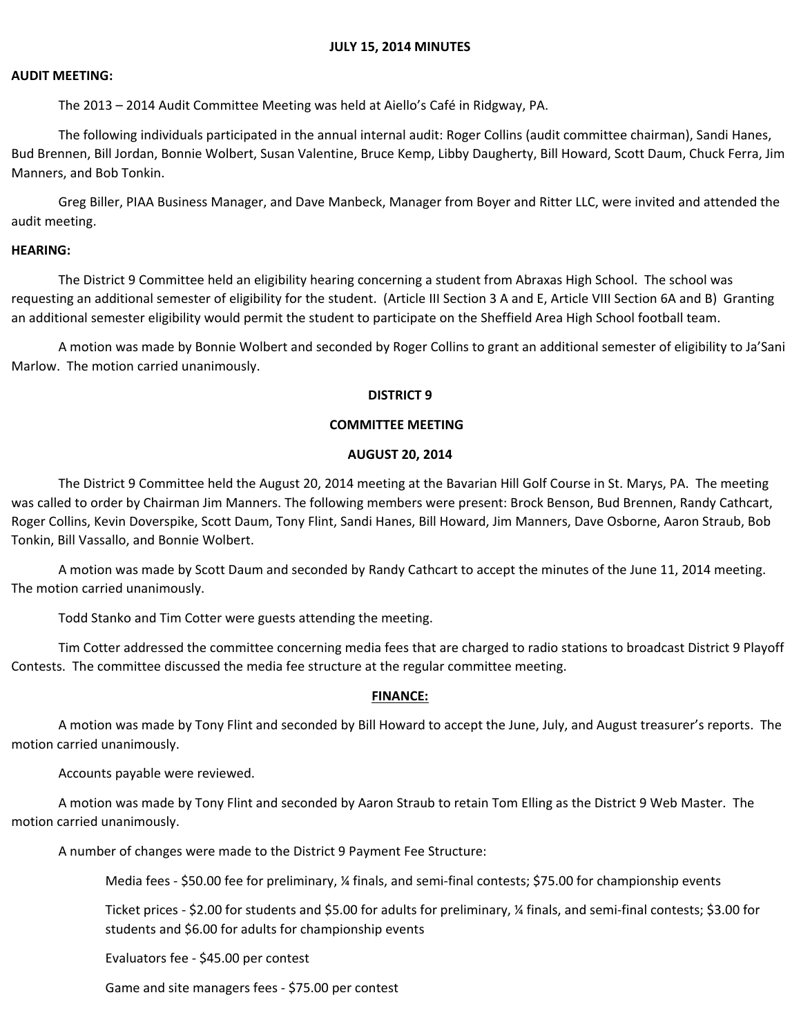**JULY 15, 2014 MINUTES**

**AUDIT MEETING:**

The 2013 – 2014 Audit Committee Meeting was held at Aiello's Café in Ridgway, PA.

The following individuals participated in the annual internal audit: Roger Collins (audit committee chairman), Sandi Hanes, Bud Brennen, Bill Jordan, Bonnie Wolbert, Susan Valentine, Bruce Kemp, Libby Daugherty, Bill Howard, Scott Daum, Chuck Ferra, Jim Manners, and Bob Tonkin.

Greg Biller, PIAA Business Manager, and Dave Manbeck, Manager from Boyer and Ritter LLC, were invited and attended the audit meeting.

**HEARING:**

The District 9 Committee held an eligibility hearing concerning a student from Abraxas High School. The school was requesting an additional semester of eligibility for the student. (Article III Section 3 A and E, Article VIII Section 6A and B) Granting an additional semester eligibility would permit the student to participate on the Sheffield Area High School football team.

A motion was made by Bonnie Wolbert and seconded by Roger Collins to grant an additional semester of eligibility to Ja'Sani Marlow. The motion carried unanimously.

**DISTRICT 9**

**COMMITTEE MEETING**

**AUGUST 20, 2014**

The District 9 Committee held the August 20, 2014 meeting at the Bavarian Hill Golf Course in St. Marys, PA. The meeting was called to order by Chairman Jim Manners. The following members were present: Brock Benson, Bud Brennen, Randy Cathcart, Roger Collins, Kevin Doverspike, Scott Daum, Tony Flint, Sandi Hanes, Bill Howard, Jim Manners, Dave Osborne, Aaron Straub, Bob Tonkin, Bill Vassallo, and Bonnie Wolbert.

A motion was made by Scott Daum and seconded by Randy Cathcart to accept the minutes of the June 11, 2014 meeting. The motion carried unanimously.

Todd Stanko and Tim Cotter were guests attending the meeting.

Tim Cotter addressed the committee concerning media fees that are charged to radio stations to broadcast District 9 Playoff Contests. The committee discussed the media fee structure at the regular committee meeting.

**FINANCE:**

A motion was made by Tony Flint and seconded by Bill Howard to accept the June, July, and August treasurer's reports. The motion carried unanimously.

Accounts payable were reviewed.

A motion was made by Tony Flint and seconded by Aaron Straub to retain Tom Elling as the District 9 Web Master. The motion carried unanimously.

A number of changes were made to the District 9 Payment Fee Structure:

Media fees - $50.00 fee for preliminary, ¼ finals, and semi-final contests; $75.00 for championship events

Ticket prices - $2.00 for students and $5.00 for adults for preliminary, ¼ finals, and semi-final contests; $3.00 for students and $6.00 for adults for championship events

Evaluators fee - $45.00 per contest

Game and site managers fees - $75.00 per contest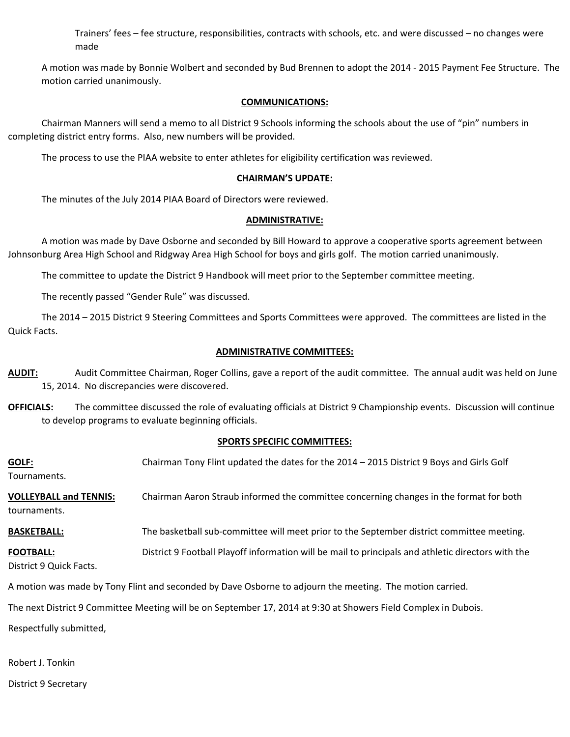Trainers' fees – fee structure, responsibilities, contracts with schools, etc. and were discussed – no changes were made

A motion was made by Bonnie Wolbert and seconded by Bud Brennen to adopt the 2014 - 2015 Payment Fee Structure. The motion carried unanimously.

**COMMUNICATIONS:**

Chairman Manners will send a memo to all District 9 Schools informing the schools about the use of "pin" numbers in completing district entry forms. Also, new numbers will be provided.

The process to use the PIAA website to enter athletes for eligibility certification was reviewed.

**CHAIRMAN'S UPDATE:**

The minutes of the July 2014 PIAA Board of Directors were reviewed.

**ADMINISTRATIVE:**

A motion was made by Dave Osborne and seconded by Bill Howard to approve a cooperative sports agreement between Johnsonburg Area High School and Ridgway Area High School for boys and girls golf. The motion carried unanimously.

The committee to update the District 9 Handbook will meet prior to the September committee meeting.

The recently passed "Gender Rule" was discussed.

The 2014 – 2015 District 9 Steering Committees and Sports Committees were approved. The committees are listed in the Quick Facts.

**ADMINISTRATIVE COMMITTEES:**

**AUDIT:** Audit Committee Chairman, Roger Collins, gave a report of the audit committee. The annual audit was held on June 15, 2014. No discrepancies were discovered.

**OFFICIALS:** The committee discussed the role of evaluating officials at District 9 Championship events. Discussion will continue to develop programs to evaluate beginning officials.

**SPORTS SPECIFIC COMMITTEES:**

**GOLF:** Chairman Tony Flint updated the dates for the 2014 – 2015 District 9 Boys and Girls Golf Tournaments.

**VOLLEYBALL and TENNIS:** Chairman Aaron Straub informed the committee concerning changes in the format for both tournaments.

**BASKETBALL:** The basketball sub-committee will meet prior to the September district committee meeting.

**FOOTBALL:** District 9 Football Playoff information will be mail to principals and athletic directors with the District 9 Quick Facts.

A motion was made by Tony Flint and seconded by Dave Osborne to adjourn the meeting. The motion carried.

The next District 9 Committee Meeting will be on September 17, 2014 at 9:30 at Showers Field Complex in Dubois.

Respectfully submitted,

Robert J. Tonkin

District 9 Secretary